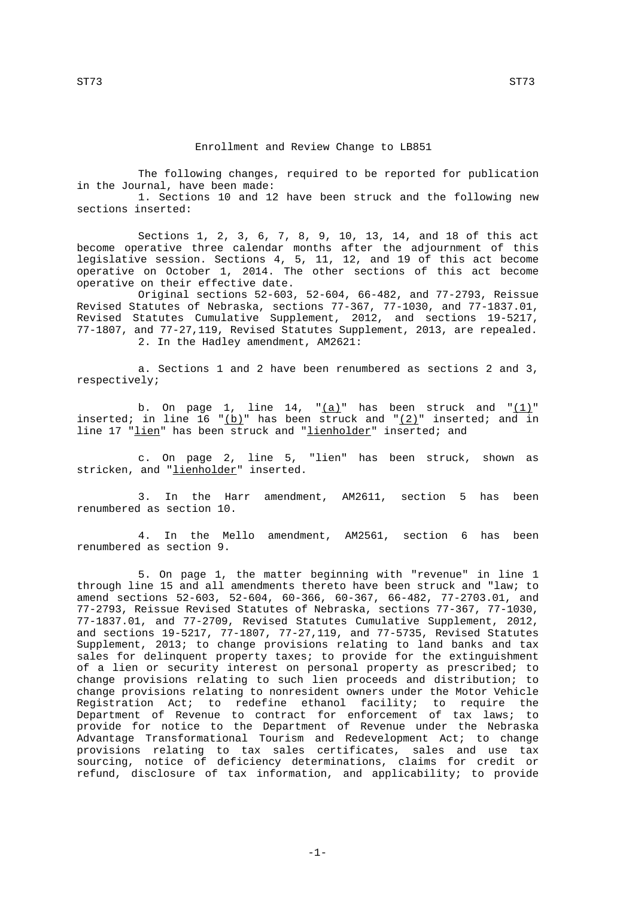# Enrollment and Review Change to LB851

The following changes, required to be reported for publication in the Journal, have been made:

1. Sections 10 and 12 have been struck and the following new sections inserted:

Sections 1, 2, 3, 6, 7, 8, 9, 10, 13, 14, and 18 of this act become operative three calendar months after the adjournment of this legislative session. Sections 4, 5, 11, 12, and 19 of this act become operative on October 1, 2014. The other sections of this act become operative on their effective date.

Original sections 52-603, 52-604, 66-482, and 77-2793, Reissue Revised Statutes of Nebraska, sections 77-367, 77-1030, and 77-1837.01, Revised Statutes Cumulative Supplement, 2012, and sections 19-5217, 77-1807, and 77-27,119, Revised Statutes Supplement, 2013, are repealed.

2. In the Hadley amendment, AM2621:

a. Sections 1 and 2 have been renumbered as sections 2 and 3, respectively;

b. On page 1, line 14, "(a)" has been struck and "(1)" inserted; in line 16 "(b)" has been struck and "(2)" inserted; and in line 17 "lien" has been struck and "lienholder" inserted; and

c. On page 2, line 5, "lien" has been struck, shown as stricken, and "lienholder" inserted.

3. In the Harr amendment, AM2611, section 5 has been renumbered as section 10.

4. In the Mello amendment, AM2561, section 6 has been renumbered as section 9.

5. On page 1, the matter beginning with "revenue" in line 1 through line 15 and all amendments thereto have been struck and "law; to amend sections 52-603, 52-604, 60-366, 60-367, 66-482, 77-2703.01, and 77-2793, Reissue Revised Statutes of Nebraska, sections 77-367, 77-1030, 77-1837.01, and 77-2709, Revised Statutes Cumulative Supplement, 2012, and sections 19-5217, 77-1807, 77-27,119, and 77-5735, Revised Statutes Supplement, 2013; to change provisions relating to land banks and tax sales for delinquent property taxes; to provide for the extinguishment of a lien or security interest on personal property as prescribed; to change provisions relating to such lien proceeds and distribution; to change provisions relating to nonresident owners under the Motor Vehicle Registration Act; to redefine ethanol facility; to require the Department of Revenue to contract for enforcement of tax laws; to provide for notice to the Department of Revenue under the Nebraska Advantage Transformational Tourism and Redevelopment Act; to change provisions relating to tax sales certificates, sales and use tax sourcing, notice of deficiency determinations, claims for credit or refund, disclosure of tax information, and applicability; to provide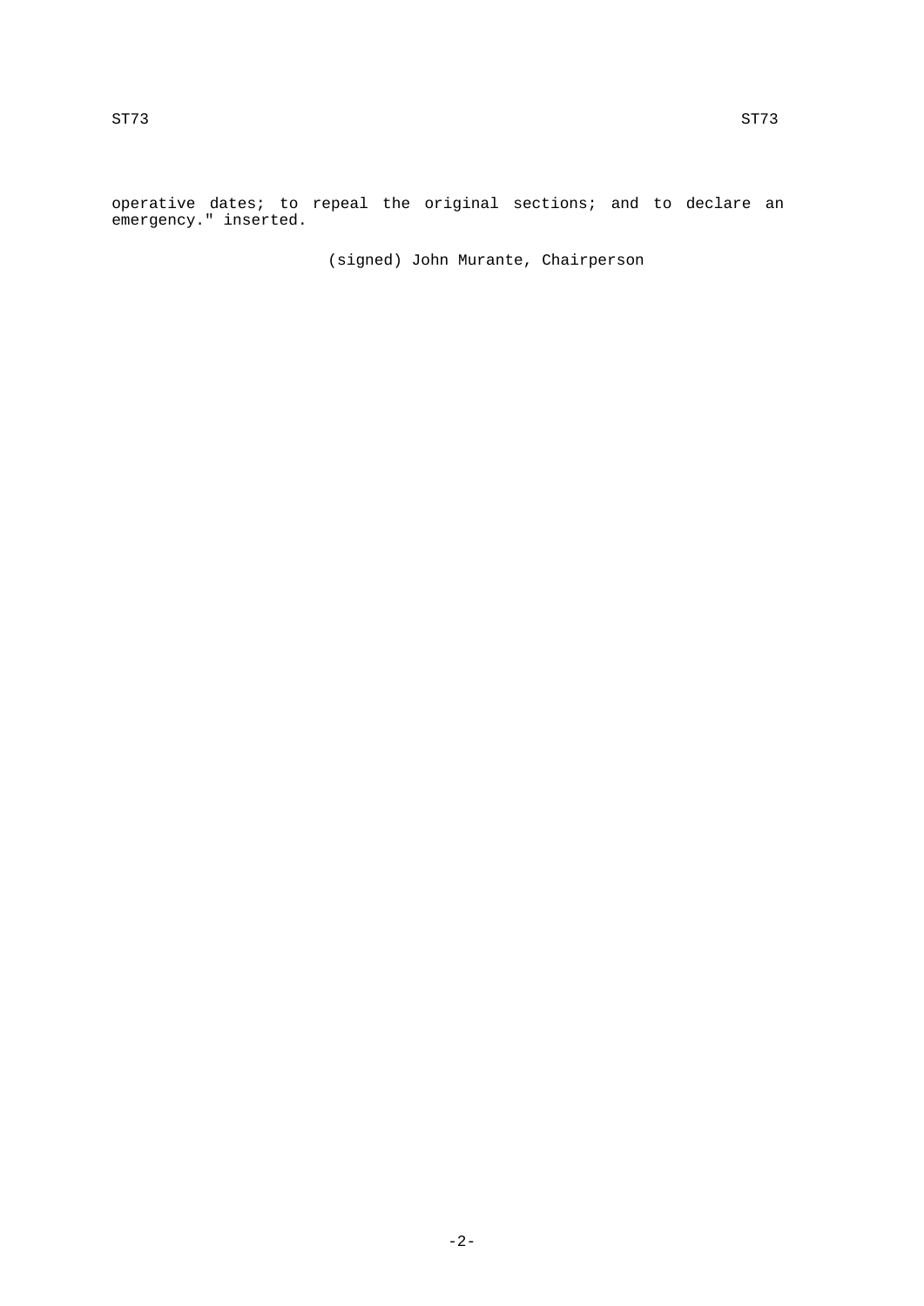operative dates; to repeal the original sections; and to declare an emergency." inserted.

(signed) John Murante, Chairperson